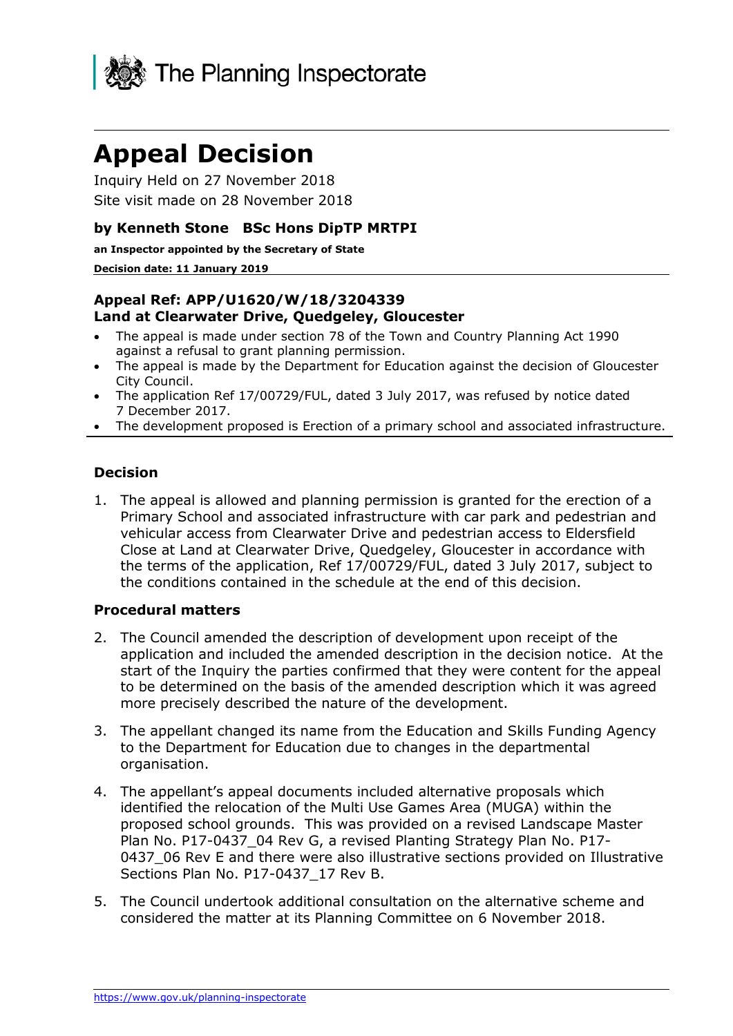The Planning Inspectorate

# Appeal Decision

Inquiry Held on 27 November 2018

Site visit made on 28 November 2018

**by Kenneth Stone BSc Hons DipTP MRTPI**

**an Inspector appointed by the Secretary of State**

**Decision date: 11 January 2019**

**Appeal Ref: APP/U1620/W/18/3204339**
**Land at Clearwater Drive, Quedgeley, Gloucester**

- The appeal is made under section 78 of the Town and Country Planning Act 1990 against a refusal to grant planning permission.
- The appeal is made by the Department for Education against the decision of Gloucester City Council.
- The application Ref 17/00729/FUL, dated 3 July 2017, was refused by notice dated 7 December 2017.
- The development proposed is Erection of a primary school and associated infrastructure.

### Decision

1. The appeal is allowed and planning permission is granted for the erection of a Primary School and associated infrastructure with car park and pedestrian and vehicular access from Clearwater Drive and pedestrian access to Eldersfield Close at Land at Clearwater Drive, Quedgeley, Gloucester in accordance with the terms of the application, Ref 17/00729/FUL, dated 3 July 2017, subject to the conditions contained in the schedule at the end of this decision.

### Procedural matters

2. The Council amended the description of development upon receipt of the application and included the amended description in the decision notice. At the start of the Inquiry the parties confirmed that they were content for the appeal to be determined on the basis of the amended description which it was agreed more precisely described the nature of the development.

3. The appellant changed its name from the Education and Skills Funding Agency to the Department for Education due to changes in the departmental organisation.

4. The appellant's appeal documents included alternative proposals which identified the relocation of the Multi Use Games Area (MUGA) within the proposed school grounds. This was provided on a revised Landscape Master Plan No. P17-0437_04 Rev G, a revised Planting Strategy Plan No. P17-0437_06 Rev E and there were also illustrative sections provided on Illustrative Sections Plan No. P17-0437_17 Rev B.

5. The Council undertook additional consultation on the alternative scheme and considered the matter at its Planning Committee on 6 November 2018.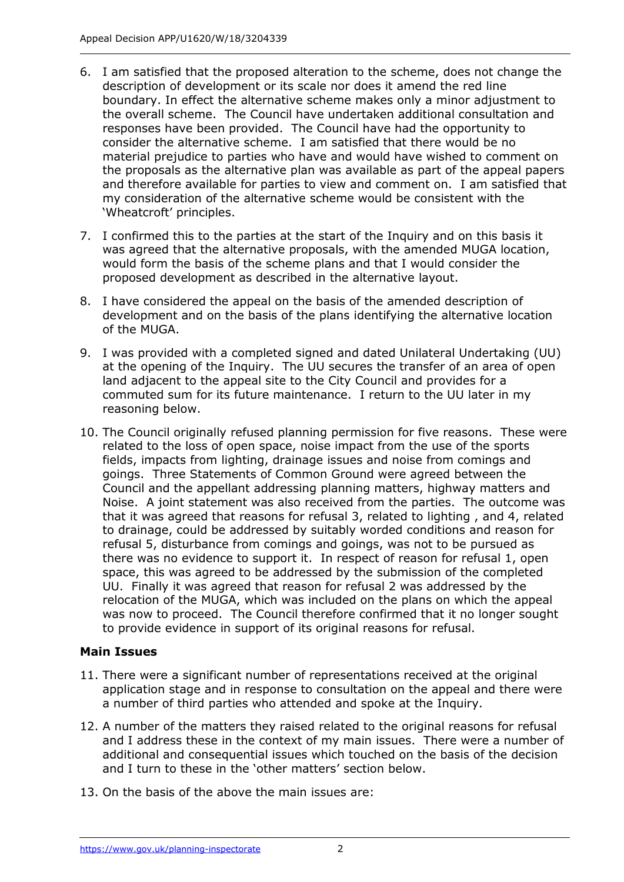6. I am satisfied that the proposed alteration to the scheme, does not change the description of development or its scale nor does it amend the red line boundary. In effect the alternative scheme makes only a minor adjustment to the overall scheme. The Council have undertaken additional consultation and responses have been provided. The Council have had the opportunity to consider the alternative scheme. I am satisfied that there would be no material prejudice to parties who have and would have wished to comment on the proposals as the alternative plan was available as part of the appeal papers and therefore available for parties to view and comment on. I am satisfied that my consideration of the alternative scheme would be consistent with the 'Wheatcroft' principles.

7. I confirmed this to the parties at the start of the Inquiry and on this basis it was agreed that the alternative proposals, with the amended MUGA location, would form the basis of the scheme plans and that I would consider the proposed development as described in the alternative layout.

8. I have considered the appeal on the basis of the amended description of development and on the basis of the plans identifying the alternative location of the MUGA.

9. I was provided with a completed signed and dated Unilateral Undertaking (UU) at the opening of the Inquiry. The UU secures the transfer of an area of open land adjacent to the appeal site to the City Council and provides for a commuted sum for its future maintenance. I return to the UU later in my reasoning below.

10. The Council originally refused planning permission for five reasons. These were related to the loss of open space, noise impact from the use of the sports fields, impacts from lighting, drainage issues and noise from comings and goings. Three Statements of Common Ground were agreed between the Council and the appellant addressing planning matters, highway matters and Noise. A joint statement was also received from the parties. The outcome was that it was agreed that reasons for refusal 3, related to lighting , and 4, related to drainage, could be addressed by suitably worded conditions and reason for refusal 5, disturbance from comings and goings, was not to be pursued as there was no evidence to support it. In respect of reason for refusal 1, open space, this was agreed to be addressed by the submission of the completed UU. Finally it was agreed that reason for refusal 2 was addressed by the relocation of the MUGA, which was included on the plans on which the appeal was now to proceed. The Council therefore confirmed that it no longer sought to provide evidence in support of its original reasons for refusal.

## Main Issues

11. There were a significant number of representations received at the original application stage and in response to consultation on the appeal and there were a number of third parties who attended and spoke at the Inquiry.

12. A number of the matters they raised related to the original reasons for refusal and I address these in the context of my main issues. There were a number of additional and consequential issues which touched on the basis of the decision and I turn to these in the 'other matters' section below.

13. On the basis of the above the main issues are: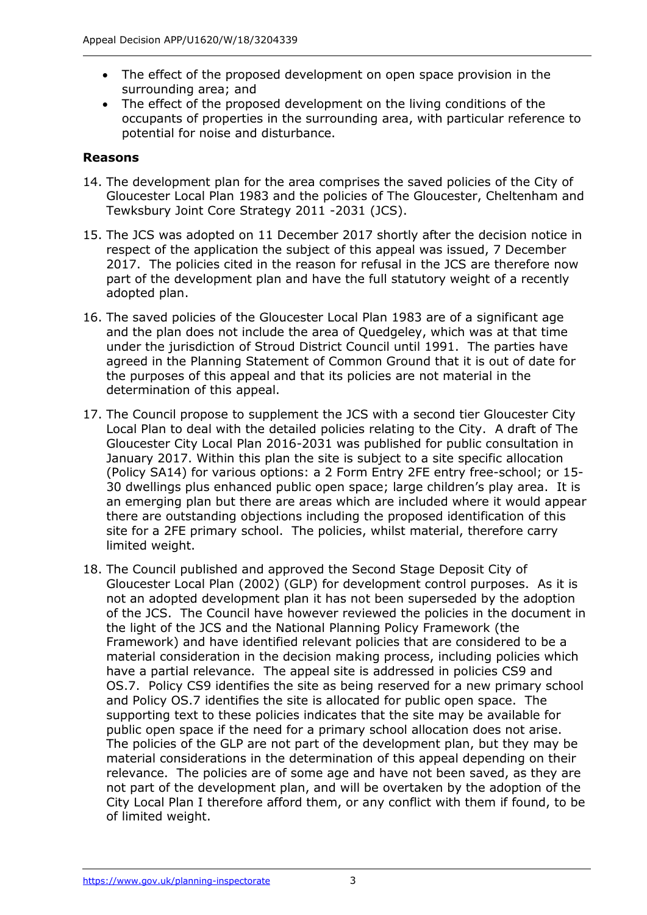- The effect of the proposed development on open space provision in the surrounding area; and
- The effect of the proposed development on the living conditions of the occupants of properties in the surrounding area, with particular reference to potential for noise and disturbance.

**Reasons**

14. The development plan for the area comprises the saved policies of the City of Gloucester Local Plan 1983 and the policies of The Gloucester, Cheltenham and Tewksbury Joint Core Strategy 2011 -2031 (JCS).

15. The JCS was adopted on 11 December 2017 shortly after the decision notice in respect of the application the subject of this appeal was issued, 7 December 2017. The policies cited in the reason for refusal in the JCS are therefore now part of the development plan and have the full statutory weight of a recently adopted plan.

16. The saved policies of the Gloucester Local Plan 1983 are of a significant age and the plan does not include the area of Quedgeley, which was at that time under the jurisdiction of Stroud District Council until 1991. The parties have agreed in the Planning Statement of Common Ground that it is out of date for the purposes of this appeal and that its policies are not material in the determination of this appeal.

17. The Council propose to supplement the JCS with a second tier Gloucester City Local Plan to deal with the detailed policies relating to the City. A draft of The Gloucester City Local Plan 2016-2031 was published for public consultation in January 2017. Within this plan the site is subject to a site specific allocation (Policy SA14) for various options: a 2 Form Entry 2FE entry free-school; or 15-30 dwellings plus enhanced public open space; large children's play area. It is an emerging plan but there are areas which are included where it would appear there are outstanding objections including the proposed identification of this site for a 2FE primary school. The policies, whilst material, therefore carry limited weight.

18. The Council published and approved the Second Stage Deposit City of Gloucester Local Plan (2002) (GLP) for development control purposes. As it is not an adopted development plan it has not been superseded by the adoption of the JCS. The Council have however reviewed the policies in the document in the light of the JCS and the National Planning Policy Framework (the Framework) and have identified relevant policies that are considered to be a material consideration in the decision making process, including policies which have a partial relevance. The appeal site is addressed in policies CS9 and OS.7. Policy CS9 identifies the site as being reserved for a new primary school and Policy OS.7 identifies the site is allocated for public open space. The supporting text to these policies indicates that the site may be available for public open space if the need for a primary school allocation does not arise. The policies of the GLP are not part of the development plan, but they may be material considerations in the determination of this appeal depending on their relevance. The policies are of some age and have not been saved, as they are not part of the development plan, and will be overtaken by the adoption of the City Local Plan I therefore afford them, or any conflict with them if found, to be of limited weight.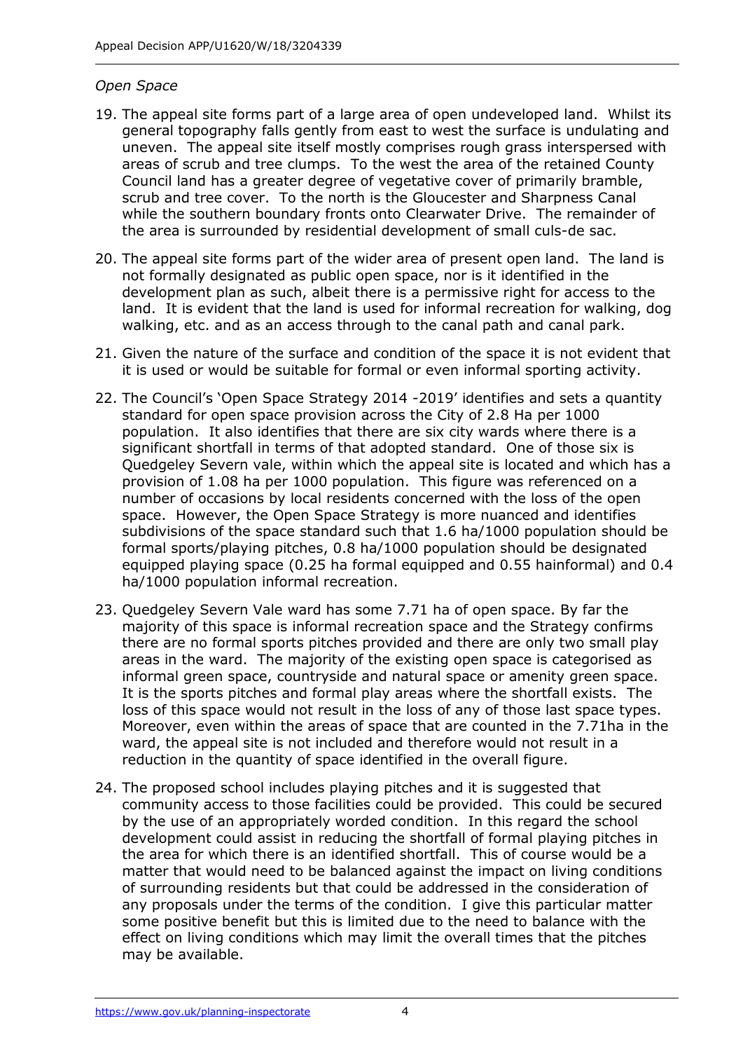*Open Space*

19. The appeal site forms part of a large area of open undeveloped land. Whilst its general topography falls gently from east to west the surface is undulating and uneven. The appeal site itself mostly comprises rough grass interspersed with areas of scrub and tree clumps. To the west the area of the retained County Council land has a greater degree of vegetative cover of primarily bramble, scrub and tree cover. To the north is the Gloucester and Sharpness Canal while the southern boundary fronts onto Clearwater Drive. The remainder of the area is surrounded by residential development of small culs-de sac.

20. The appeal site forms part of the wider area of present open land. The land is not formally designated as public open space, nor is it identified in the development plan as such, albeit there is a permissive right for access to the land. It is evident that the land is used for informal recreation for walking, dog walking, etc. and as an access through to the canal path and canal park.

21. Given the nature of the surface and condition of the space it is not evident that it is used or would be suitable for formal or even informal sporting activity.

22. The Council's 'Open Space Strategy 2014 -2019' identifies and sets a quantity standard for open space provision across the City of 2.8 Ha per 1000 population. It also identifies that there are six city wards where there is a significant shortfall in terms of that adopted standard. One of those six is Quedgeley Severn vale, within which the appeal site is located and which has a provision of 1.08 ha per 1000 population. This figure was referenced on a number of occasions by local residents concerned with the loss of the open space. However, the Open Space Strategy is more nuanced and identifies subdivisions of the space standard such that 1.6 ha/1000 population should be formal sports/playing pitches, 0.8 ha/1000 population should be designated equipped playing space (0.25 ha formal equipped and 0.55 hainformal) and 0.4 ha/1000 population informal recreation.

23. Quedgeley Severn Vale ward has some 7.71 ha of open space. By far the majority of this space is informal recreation space and the Strategy confirms there are no formal sports pitches provided and there are only two small play areas in the ward. The majority of the existing open space is categorised as informal green space, countryside and natural space or amenity green space. It is the sports pitches and formal play areas where the shortfall exists. The loss of this space would not result in the loss of any of those last space types. Moreover, even within the areas of space that are counted in the 7.71ha in the ward, the appeal site is not included and therefore would not result in a reduction in the quantity of space identified in the overall figure.

24. The proposed school includes playing pitches and it is suggested that community access to those facilities could be provided. This could be secured by the use of an appropriately worded condition. In this regard the school development could assist in reducing the shortfall of formal playing pitches in the area for which there is an identified shortfall. This of course would be a matter that would need to be balanced against the impact on living conditions of surrounding residents but that could be addressed in the consideration of any proposals under the terms of the condition. I give this particular matter some positive benefit but this is limited due to the need to balance with the effect on living conditions which may limit the overall times that the pitches may be available.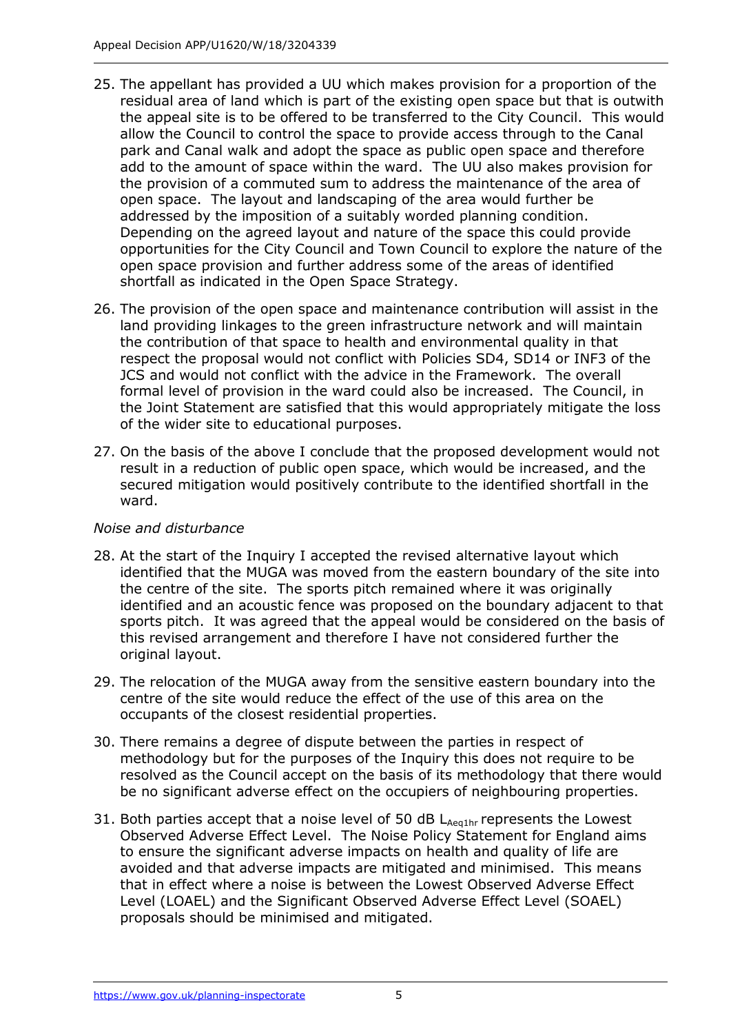25. The appellant has provided a UU which makes provision for a proportion of the residual area of land which is part of the existing open space but that is outwith the appeal site is to be offered to be transferred to the City Council. This would allow the Council to control the space to provide access through to the Canal park and Canal walk and adopt the space as public open space and therefore add to the amount of space within the ward. The UU also makes provision for the provision of a commuted sum to address the maintenance of the area of open space. The layout and landscaping of the area would further be addressed by the imposition of a suitably worded planning condition. Depending on the agreed layout and nature of the space this could provide opportunities for the City Council and Town Council to explore the nature of the open space provision and further address some of the areas of identified shortfall as indicated in the Open Space Strategy.

26. The provision of the open space and maintenance contribution will assist in the land providing linkages to the green infrastructure network and will maintain the contribution of that space to health and environmental quality in that respect the proposal would not conflict with Policies SD4, SD14 or INF3 of the JCS and would not conflict with the advice in the Framework. The overall formal level of provision in the ward could also be increased. The Council, in the Joint Statement are satisfied that this would appropriately mitigate the loss of the wider site to educational purposes.

27. On the basis of the above I conclude that the proposed development would not result in a reduction of public open space, which would be increased, and the secured mitigation would positively contribute to the identified shortfall in the ward.

*Noise and disturbance*

28. At the start of the Inquiry I accepted the revised alternative layout which identified that the MUGA was moved from the eastern boundary of the site into the centre of the site. The sports pitch remained where it was originally identified and an acoustic fence was proposed on the boundary adjacent to that sports pitch. It was agreed that the appeal would be considered on the basis of this revised arrangement and therefore I have not considered further the original layout.

29. The relocation of the MUGA away from the sensitive eastern boundary into the centre of the site would reduce the effect of the use of this area on the occupants of the closest residential properties.

30. There remains a degree of dispute between the parties in respect of methodology but for the purposes of the Inquiry this does not require to be resolved as the Council accept on the basis of its methodology that there would be no significant adverse effect on the occupiers of neighbouring properties.

31. Both parties accept that a noise level of 50 dB $L_{Aeq1hr}$ represents the Lowest Observed Adverse Effect Level. The Noise Policy Statement for England aims to ensure the significant adverse impacts on health and quality of life are avoided and that adverse impacts are mitigated and minimised. This means that in effect where a noise is between the Lowest Observed Adverse Effect Level (LOAEL) and the Significant Observed Adverse Effect Level (SOAEL) proposals should be minimised and mitigated.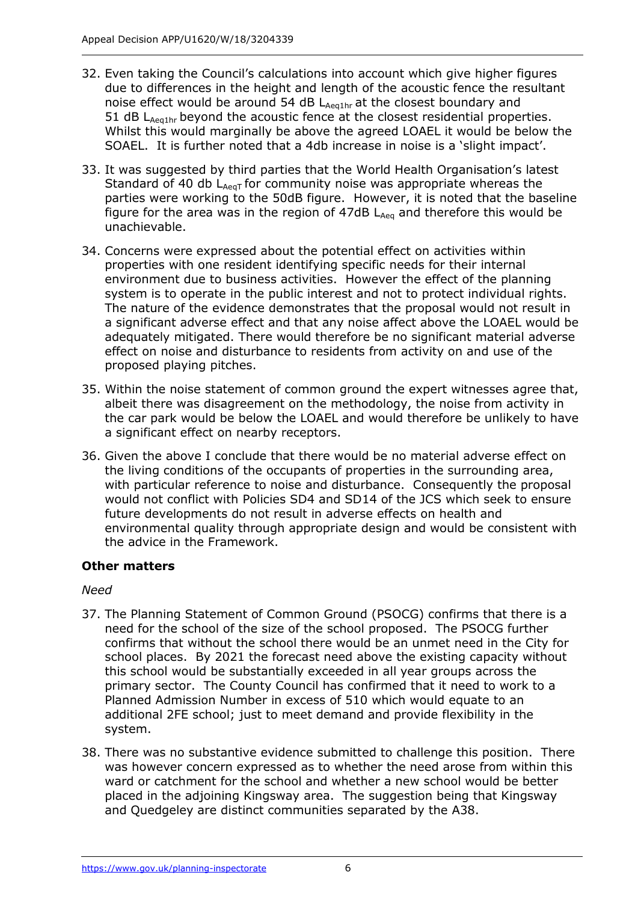32. Even taking the Council's calculations into account which give higher figures due to differences in the height and length of the acoustic fence the resultant noise effect would be around 54 dB $L_{Aeq1hr}$ at the closest boundary and 51 dB $L_{Aeq1hr}$ beyond the acoustic fence at the closest residential properties. Whilst this would marginally be above the agreed LOAEL it would be below the SOAEL. It is further noted that a 4db increase in noise is a 'slight impact'.

33. It was suggested by third parties that the World Health Organisation's latest Standard of 40 db $L_{AeqT}$ for community noise was appropriate whereas the parties were working to the 50dB figure. However, it is noted that the baseline figure for the area was in the region of 47dB $L_{Aeq}$ and therefore this would be unachievable.

34. Concerns were expressed about the potential effect on activities within properties with one resident identifying specific needs for their internal environment due to business activities. However the effect of the planning system is to operate in the public interest and not to protect individual rights. The nature of the evidence demonstrates that the proposal would not result in a significant adverse effect and that any noise affect above the LOAEL would be adequately mitigated. There would therefore be no significant material adverse effect on noise and disturbance to residents from activity on and use of the proposed playing pitches.

35. Within the noise statement of common ground the expert witnesses agree that, albeit there was disagreement on the methodology, the noise from activity in the car park would be below the LOAEL and would therefore be unlikely to have a significant effect on nearby receptors.

36. Given the above I conclude that there would be no material adverse effect on the living conditions of the occupants of properties in the surrounding area, with particular reference to noise and disturbance. Consequently the proposal would not conflict with Policies SD4 and SD14 of the JCS which seek to ensure future developments do not result in adverse effects on health and environmental quality through appropriate design and would be consistent with the advice in the Framework.

**Other matters**

*Need*

37. The Planning Statement of Common Ground (PSOCG) confirms that there is a need for the school of the size of the school proposed. The PSOCG further confirms that without the school there would be an unmet need in the City for school places. By 2021 the forecast need above the existing capacity without this school would be substantially exceeded in all year groups across the primary sector. The County Council has confirmed that it need to work to a Planned Admission Number in excess of 510 which would equate to an additional 2FE school; just to meet demand and provide flexibility in the system.

38. There was no substantive evidence submitted to challenge this position. There was however concern expressed as to whether the need arose from within this ward or catchment for the school and whether a new school would be better placed in the adjoining Kingsway area. The suggestion being that Kingsway and Quedgeley are distinct communities separated by the A38.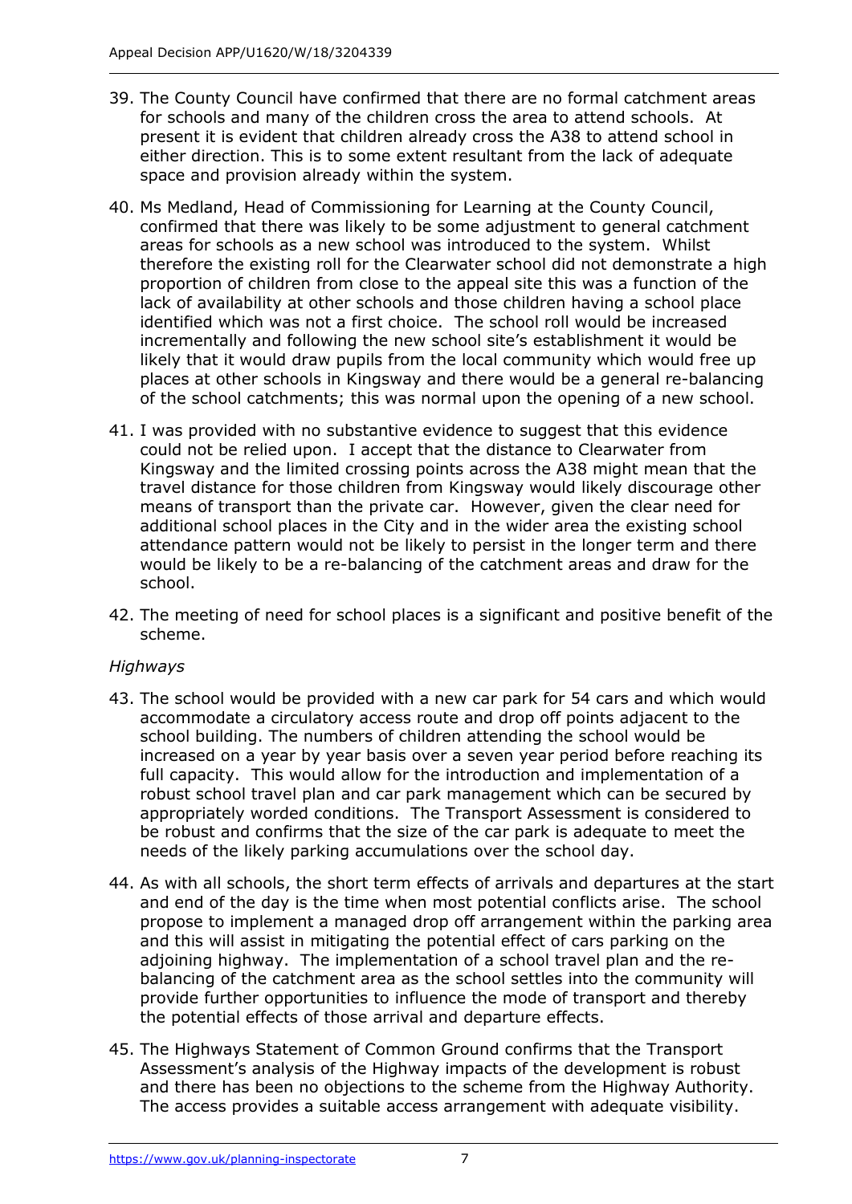39. The County Council have confirmed that there are no formal catchment areas for schools and many of the children cross the area to attend schools. At present it is evident that children already cross the A38 to attend school in either direction. This is to some extent resultant from the lack of adequate space and provision already within the system.

40. Ms Medland, Head of Commissioning for Learning at the County Council, confirmed that there was likely to be some adjustment to general catchment areas for schools as a new school was introduced to the system. Whilst therefore the existing roll for the Clearwater school did not demonstrate a high proportion of children from close to the appeal site this was a function of the lack of availability at other schools and those children having a school place identified which was not a first choice. The school roll would be increased incrementally and following the new school site's establishment it would be likely that it would draw pupils from the local community which would free up places at other schools in Kingsway and there would be a general re-balancing of the school catchments; this was normal upon the opening of a new school.

41. I was provided with no substantive evidence to suggest that this evidence could not be relied upon. I accept that the distance to Clearwater from Kingsway and the limited crossing points across the A38 might mean that the travel distance for those children from Kingsway would likely discourage other means of transport than the private car. However, given the clear need for additional school places in the City and in the wider area the existing school attendance pattern would not be likely to persist in the longer term and there would be likely to be a re-balancing of the catchment areas and draw for the school.

42. The meeting of need for school places is a significant and positive benefit of the scheme.

*Highways*

43. The school would be provided with a new car park for 54 cars and which would accommodate a circulatory access route and drop off points adjacent to the school building. The numbers of children attending the school would be increased on a year by year basis over a seven year period before reaching its full capacity. This would allow for the introduction and implementation of a robust school travel plan and car park management which can be secured by appropriately worded conditions. The Transport Assessment is considered to be robust and confirms that the size of the car park is adequate to meet the needs of the likely parking accumulations over the school day.

44. As with all schools, the short term effects of arrivals and departures at the start and end of the day is the time when most potential conflicts arise. The school propose to implement a managed drop off arrangement within the parking area and this will assist in mitigating the potential effect of cars parking on the adjoining highway. The implementation of a school travel plan and the re-balancing of the catchment area as the school settles into the community will provide further opportunities to influence the mode of transport and thereby the potential effects of those arrival and departure effects.

45. The Highways Statement of Common Ground confirms that the Transport Assessment's analysis of the Highway impacts of the development is robust and there has been no objections to the scheme from the Highway Authority. The access provides a suitable access arrangement with adequate visibility.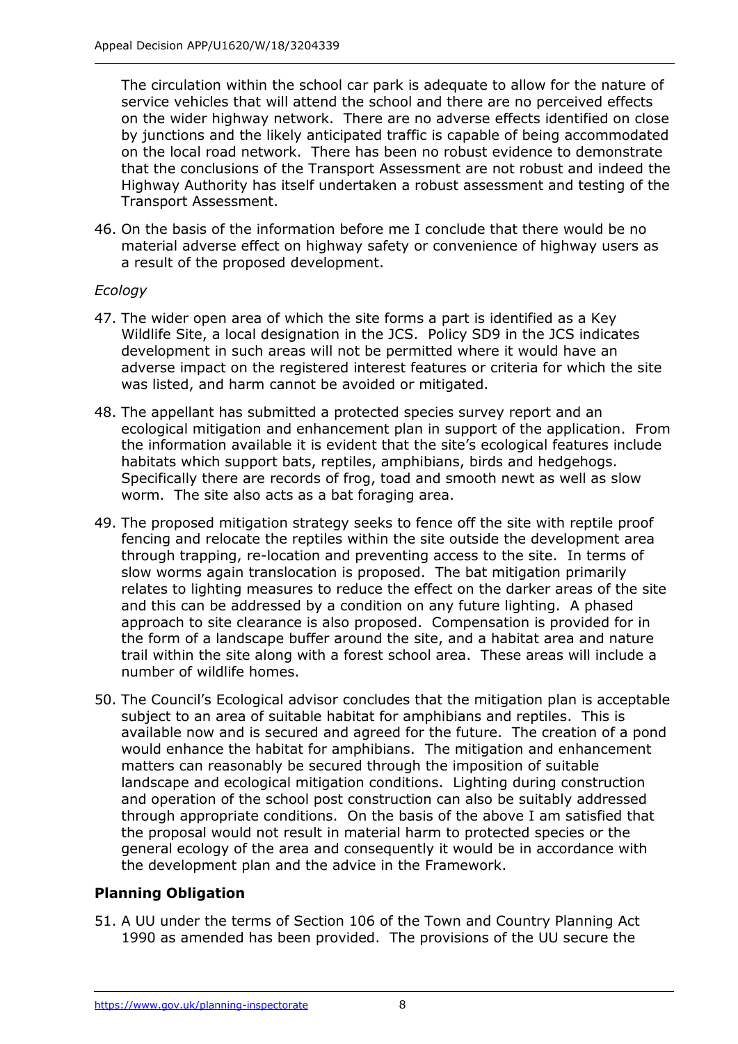The circulation within the school car park is adequate to allow for the nature of service vehicles that will attend the school and there are no perceived effects on the wider highway network. There are no adverse effects identified on close by junctions and the likely anticipated traffic is capable of being accommodated on the local road network. There has been no robust evidence to demonstrate that the conclusions of the Transport Assessment are not robust and indeed the Highway Authority has itself undertaken a robust assessment and testing of the Transport Assessment.

46. On the basis of the information before me I conclude that there would be no material adverse effect on highway safety or convenience of highway users as a result of the proposed development.

*Ecology*

47. The wider open area of which the site forms a part is identified as a Key Wildlife Site, a local designation in the JCS. Policy SD9 in the JCS indicates development in such areas will not be permitted where it would have an adverse impact on the registered interest features or criteria for which the site was listed, and harm cannot be avoided or mitigated.

48. The appellant has submitted a protected species survey report and an ecological mitigation and enhancement plan in support of the application. From the information available it is evident that the site's ecological features include habitats which support bats, reptiles, amphibians, birds and hedgehogs. Specifically there are records of frog, toad and smooth newt as well as slow worm. The site also acts as a bat foraging area.

49. The proposed mitigation strategy seeks to fence off the site with reptile proof fencing and relocate the reptiles within the site outside the development area through trapping, re-location and preventing access to the site. In terms of slow worms again translocation is proposed. The bat mitigation primarily relates to lighting measures to reduce the effect on the darker areas of the site and this can be addressed by a condition on any future lighting. A phased approach to site clearance is also proposed. Compensation is provided for in the form of a landscape buffer around the site, and a habitat area and nature trail within the site along with a forest school area. These areas will include a number of wildlife homes.

50. The Council's Ecological advisor concludes that the mitigation plan is acceptable subject to an area of suitable habitat for amphibians and reptiles. This is available now and is secured and agreed for the future. The creation of a pond would enhance the habitat for amphibians. The mitigation and enhancement matters can reasonably be secured through the imposition of suitable landscape and ecological mitigation conditions. Lighting during construction and operation of the school post construction can also be suitably addressed through appropriate conditions. On the basis of the above I am satisfied that the proposal would not result in material harm to protected species or the general ecology of the area and consequently it would be in accordance with the development plan and the advice in the Framework.

## Planning Obligation

51. A UU under the terms of Section 106 of the Town and Country Planning Act 1990 as amended has been provided. The provisions of the UU secure the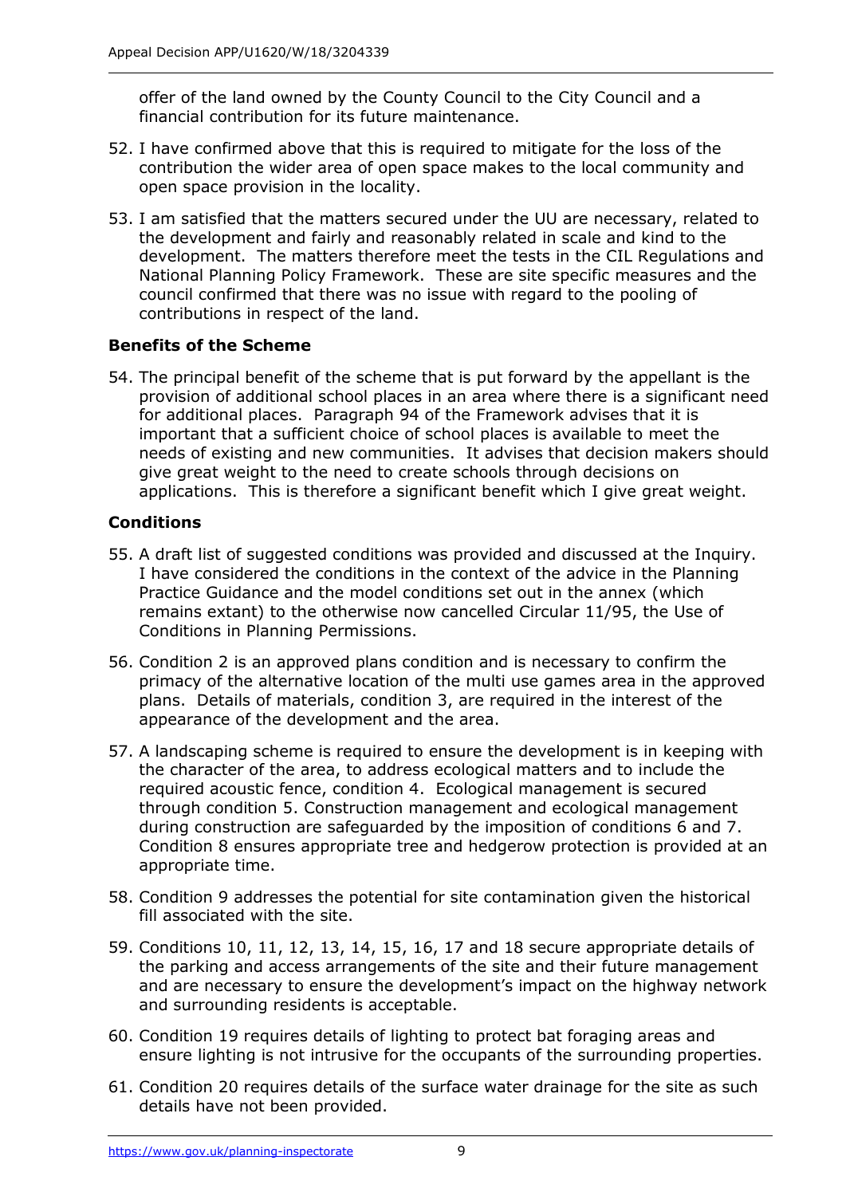offer of the land owned by the County Council to the City Council and a financial contribution for its future maintenance.

52. I have confirmed above that this is required to mitigate for the loss of the contribution the wider area of open space makes to the local community and open space provision in the locality.

53. I am satisfied that the matters secured under the UU are necessary, related to the development and fairly and reasonably related in scale and kind to the development. The matters therefore meet the tests in the CIL Regulations and National Planning Policy Framework. These are site specific measures and the council confirmed that there was no issue with regard to the pooling of contributions in respect of the land.

### Benefits of the Scheme

54. The principal benefit of the scheme that is put forward by the appellant is the provision of additional school places in an area where there is a significant need for additional places. Paragraph 94 of the Framework advises that it is important that a sufficient choice of school places is available to meet the needs of existing and new communities. It advises that decision makers should give great weight to the need to create schools through decisions on applications. This is therefore a significant benefit which I give great weight.

### Conditions

55. A draft list of suggested conditions was provided and discussed at the Inquiry. I have considered the conditions in the context of the advice in the Planning Practice Guidance and the model conditions set out in the annex (which remains extant) to the otherwise now cancelled Circular 11/95, the Use of Conditions in Planning Permissions.

56. Condition 2 is an approved plans condition and is necessary to confirm the primacy of the alternative location of the multi use games area in the approved plans. Details of materials, condition 3, are required in the interest of the appearance of the development and the area.

57. A landscaping scheme is required to ensure the development is in keeping with the character of the area, to address ecological matters and to include the required acoustic fence, condition 4. Ecological management is secured through condition 5. Construction management and ecological management during construction are safeguarded by the imposition of conditions 6 and 7. Condition 8 ensures appropriate tree and hedgerow protection is provided at an appropriate time.

58. Condition 9 addresses the potential for site contamination given the historical fill associated with the site.

59. Conditions 10, 11, 12, 13, 14, 15, 16, 17 and 18 secure appropriate details of the parking and access arrangements of the site and their future management and are necessary to ensure the development's impact on the highway network and surrounding residents is acceptable.

60. Condition 19 requires details of lighting to protect bat foraging areas and ensure lighting is not intrusive for the occupants of the surrounding properties.

61. Condition 20 requires details of the surface water drainage for the site as such details have not been provided.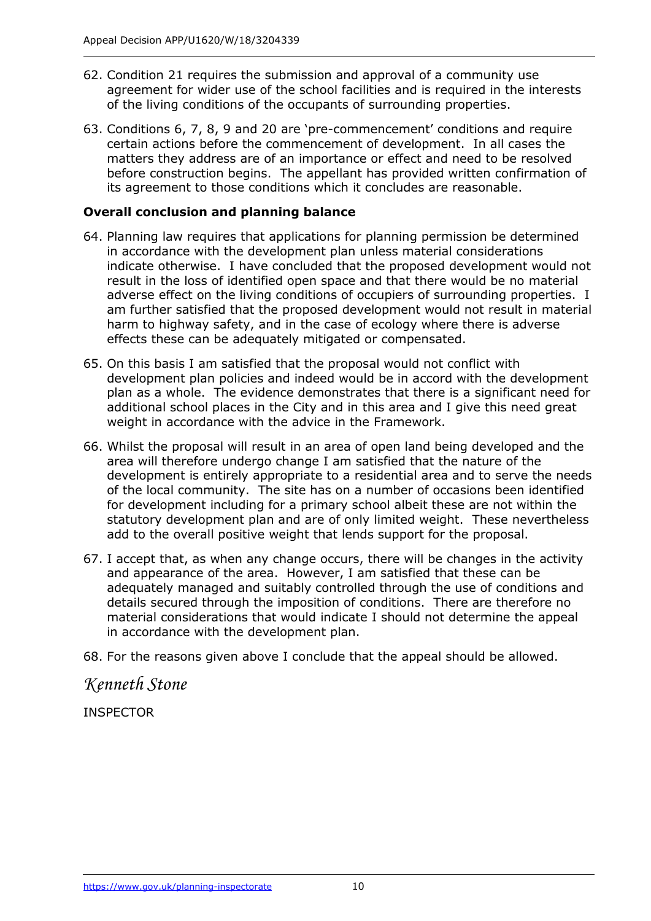62. Condition 21 requires the submission and approval of a community use agreement for wider use of the school facilities and is required in the interests of the living conditions of the occupants of surrounding properties.

63. Conditions 6, 7, 8, 9 and 20 are 'pre-commencement' conditions and require certain actions before the commencement of development. In all cases the matters they address are of an importance or effect and need to be resolved before construction begins. The appellant has provided written confirmation of its agreement to those conditions which it concludes are reasonable.

**Overall conclusion and planning balance**

64. Planning law requires that applications for planning permission be determined in accordance with the development plan unless material considerations indicate otherwise. I have concluded that the proposed development would not result in the loss of identified open space and that there would be no material adverse effect on the living conditions of occupiers of surrounding properties. I am further satisfied that the proposed development would not result in material harm to highway safety, and in the case of ecology where there is adverse effects these can be adequately mitigated or compensated.

65. On this basis I am satisfied that the proposal would not conflict with development plan policies and indeed would be in accord with the development plan as a whole. The evidence demonstrates that there is a significant need for additional school places in the City and in this area and I give this need great weight in accordance with the advice in the Framework.

66. Whilst the proposal will result in an area of open land being developed and the area will therefore undergo change I am satisfied that the nature of the development is entirely appropriate to a residential area and to serve the needs of the local community. The site has on a number of occasions been identified for development including for a primary school albeit these are not within the statutory development plan and are of only limited weight. These nevertheless add to the overall positive weight that lends support for the proposal.

67. I accept that, as when any change occurs, there will be changes in the activity and appearance of the area. However, I am satisfied that these can be adequately managed and suitably controlled through the use of conditions and details secured through the imposition of conditions. There are therefore no material considerations that would indicate I should not determine the appeal in accordance with the development plan.

68. For the reasons given above I conclude that the appeal should be allowed.

*Kenneth Stone*

INSPECTOR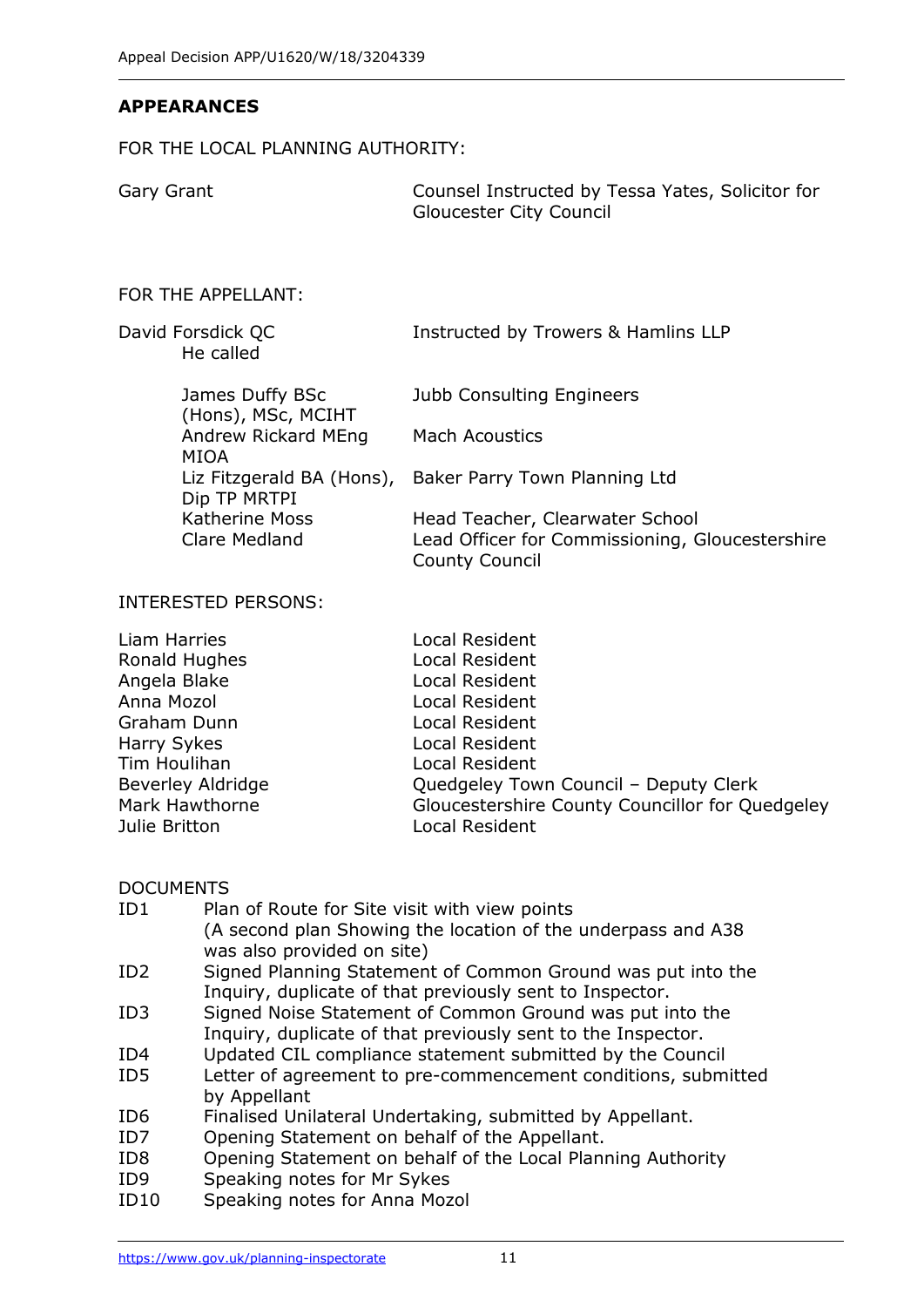## APPEARANCES

FOR THE LOCAL PLANNING AUTHORITY:

| | |
|---|---|
| Gary Grant | Counsel Instructed by Tessa Yates, Solicitor for Gloucester City Council |

FOR THE APPELLANT:

| | |
|---|---|
| David Forsdick QC<br>He called | Instructed by Towers & Hamlins LLP |
| James Duffy BSc (Hons), MSc, MCIHT | Jubb Consulting Engineers |
| Andrew Rickard MEng MIOA | Mach Acoustics |
| Liz Fitzgerald BA (Hons), Dip TP MRTPI | Baker Parry Town Planning Ltd |
| Katherine Moss | Head Teacher, Clearwater School |
| Clare Medland | Lead Officer for Commissioning, Gloucestershire County Council |

INTERESTED PERSONS:

| | |
|---|---|
| Liam Harries | Local Resident |
| Ronald Hughes | Local Resident |
| Angela Blake | Local Resident |
| Anna Mozol | Local Resident |
| Graham Dunn | Local Resident |
| Harry Sykes | Local Resident |
| Tim Houlihan | Local Resident |
| Beverley Aldridge | Quedgeley Town Council – Deputy Clerk |
| Mark Hawthorne | Gloucestershire County Councillor for Quedgeley |
| Julie Britton | Local Resident |

DOCUMENTS

| | |
|---|---|
| ID1 | Plan of Route for Site visit with view points (A second plan Showing the location of the underpass and A38 was also provided on site) |
| ID2 | Signed Planning Statement of Common Ground was put into the Inquiry, duplicate of that previously sent to Inspector. |
| ID3 | Signed Noise Statement of Common Ground was put into the Inquiry, duplicate of that previously sent to the Inspector. |
| ID4 | Updated CIL compliance statement submitted by the Council |
| ID5 | Letter of agreement to pre-commencement conditions, submitted by Appellant |
| ID6 | Finalised Unilateral Undertaking, submitted by Appellant. |
| ID7 | Opening Statement on behalf of the Appellant. |
| ID8 | Opening Statement on behalf of the Local Planning Authority |
| ID9 | Speaking notes for Mr Sykes |
| ID10 | Speaking notes for Anna Mozol |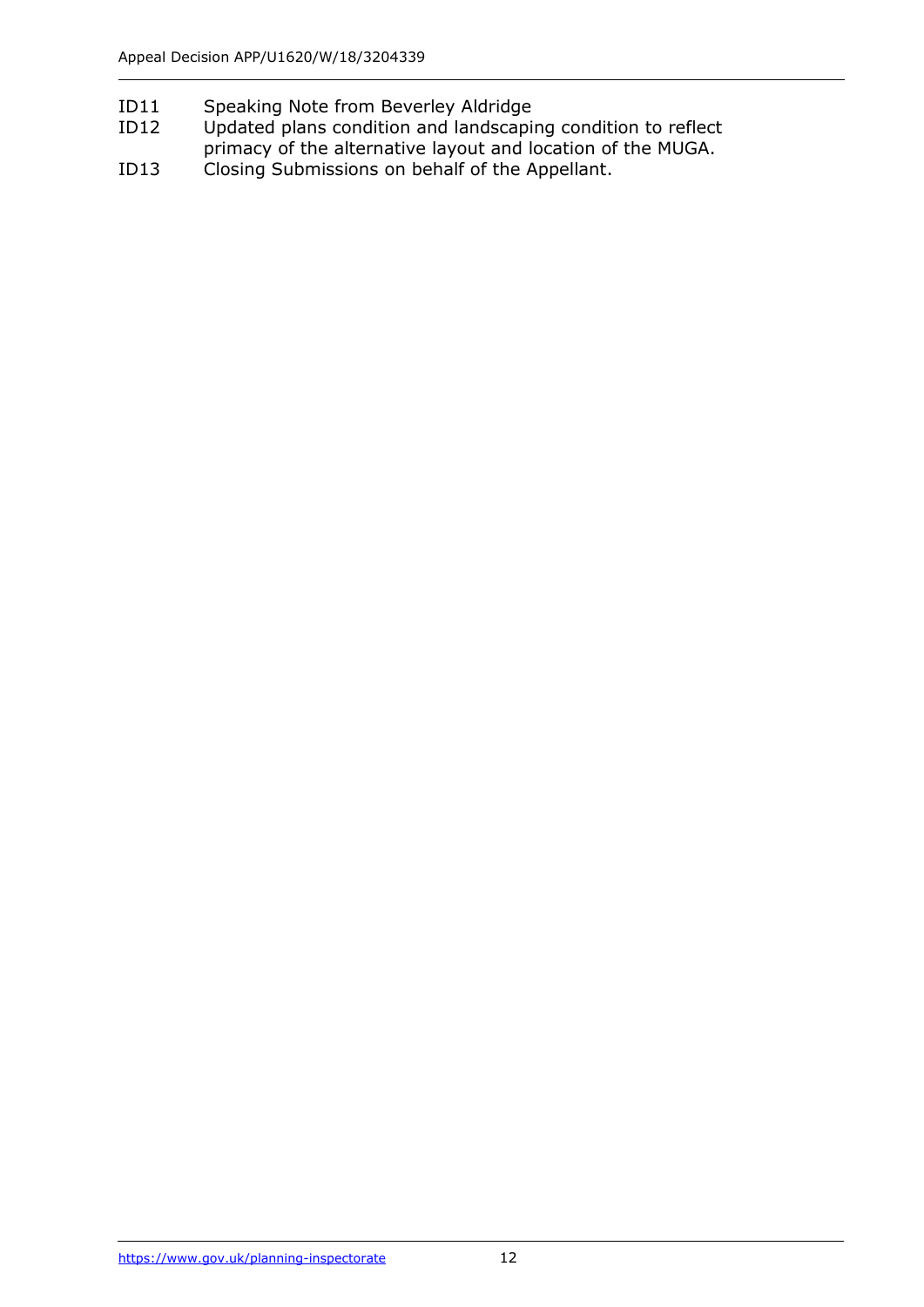ID11 Speaking Note from Beverley Aldridge

ID12 Updated plans condition and landscaping condition to reflect primacy of the alternative layout and location of the MUGA.

ID13 Closing Submissions on behalf of the Appellant.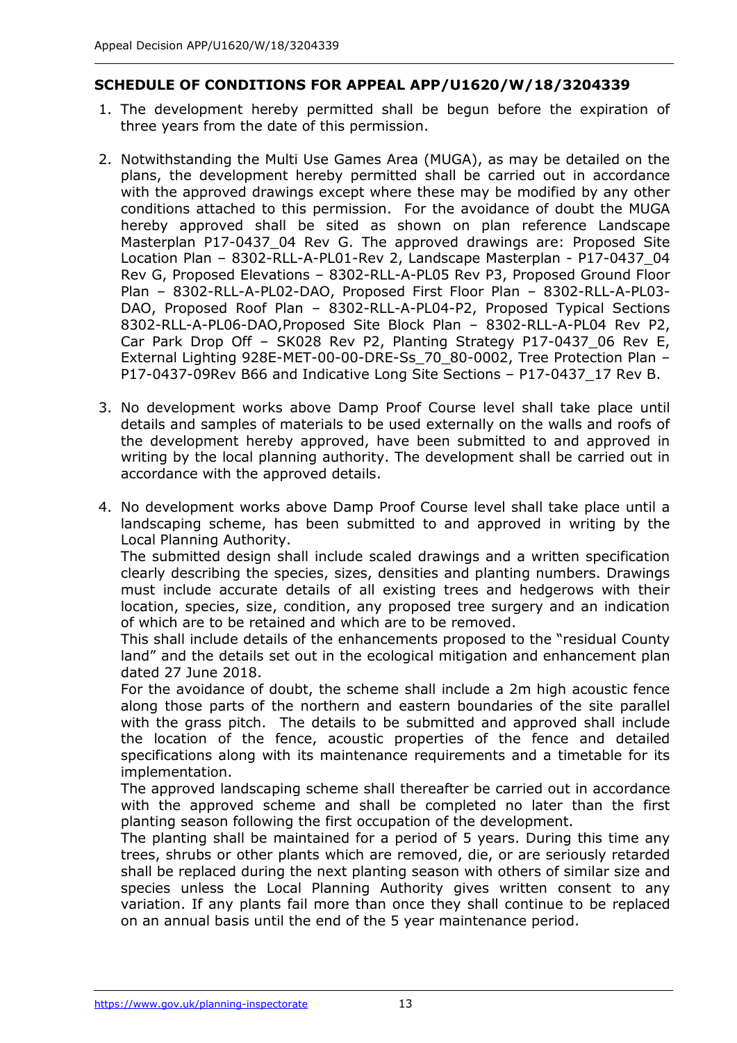## SCHEDULE OF CONDITIONS FOR APPEAL APP/U1620/W/18/3204339

1. The development hereby permitted shall be begun before the expiration of three years from the date of this permission.

2. Notwithstanding the Multi Use Games Area (MUGA), as may be detailed on the plans, the development hereby permitted shall be carried out in accordance with the approved drawings except where these may be modified by any other conditions attached to this permission. For the avoidance of doubt the MUGA hereby approved shall be sited as shown on plan reference Landscape Masterplan P17-0437_04 Rev G. The approved drawings are: Proposed Site Location Plan – 8302-RLL-A-PL01-Rev 2, Landscape Masterplan - P17-0437_04 Rev G, Proposed Elevations – 8302-RLL-A-PL05 Rev P3, Proposed Ground Floor Plan – 8302-RLL-A-PL02-DAO, Proposed First Floor Plan – 8302-RLL-A-PL03-DAO, Proposed Roof Plan – 8302-RLL-A-PL04-P2, Proposed Typical Sections 8302-RLL-A-PL06-DAO,Proposed Site Block Plan – 8302-RLL-A-PL04 Rev P2, Car Park Drop Off – SK028 Rev P2, Planting Strategy P17-0437_06 Rev E, External Lighting 928E-MET-00-00-DRE-Ss_70_80-0002, Tree Protection Plan – P17-0437-09Rev B66 and Indicative Long Site Sections – P17-0437_17 Rev B.

3. No development works above Damp Proof Course level shall take place until details and samples of materials to be used externally on the walls and roofs of the development hereby approved, have been submitted to and approved in writing by the local planning authority. The development shall be carried out in accordance with the approved details.

4. No development works above Damp Proof Course level shall take place until a landscaping scheme, has been submitted to and approved in writing by the Local Planning Authority.

   The submitted design shall include scaled drawings and a written specification clearly describing the species, sizes, densities and planting numbers. Drawings must include accurate details of all existing trees and hedgerows with their location, species, size, condition, any proposed tree surgery and an indication of which are to be retained and which are to be removed.

   This shall include details of the enhancements proposed to the "residual County land" and the details set out in the ecological mitigation and enhancement plan dated 27 June 2018.

   For the avoidance of doubt, the scheme shall include a 2m high acoustic fence along those parts of the northern and eastern boundaries of the site parallel with the grass pitch. The details to be submitted and approved shall include the location of the fence, acoustic properties of the fence and detailed specifications along with its maintenance requirements and a timetable for its implementation.

   The approved landscaping scheme shall thereafter be carried out in accordance with the approved scheme and shall be completed no later than the first planting season following the first occupation of the development.

   The planting shall be maintained for a period of 5 years. During this time any trees, shrubs or other plants which are removed, die, or are seriously retarded shall be replaced during the next planting season with others of similar size and species unless the Local Planning Authority gives written consent to any variation. If any plants fail more than once they shall continue to be replaced on an annual basis until the end of the 5 year maintenance period.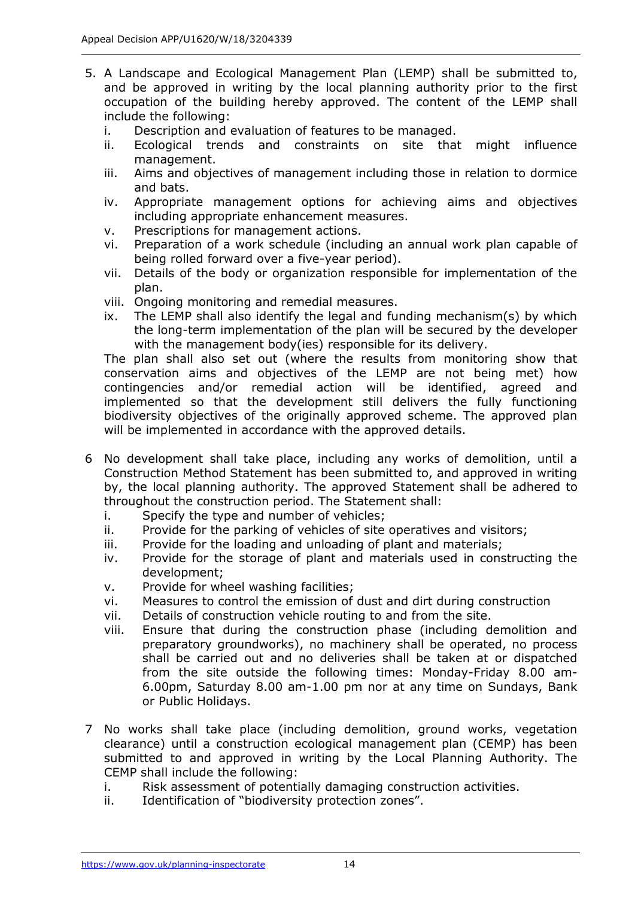5. A Landscape and Ecological Management Plan (LEMP) shall be submitted to, and be approved in writing by the local planning authority prior to the first occupation of the building hereby approved. The content of the LEMP shall include the following:
   i. Description and evaluation of features to be managed.
   ii. Ecological trends and constraints on site that might influence management.
   iii. Aims and objectives of management including those in relation to dormice and bats.
   iv. Appropriate management options for achieving aims and objectives including appropriate enhancement measures.
   v. Prescriptions for management actions.
   vi. Preparation of a work schedule (including an annual work plan capable of being rolled forward over a five-year period).
   vii. Details of the body or organization responsible for implementation of the plan.
   viii. Ongoing monitoring and remedial measures.
   ix. The LEMP shall also identify the legal and funding mechanism(s) by which the long-term implementation of the plan will be secured by the developer with the management body(ies) responsible for its delivery.

   The plan shall also set out (where the results from monitoring show that conservation aims and objectives of the LEMP are not being met) how contingencies and/or remedial action will be identified, agreed and implemented so that the development still delivers the fully functioning biodiversity objectives of the originally approved scheme. The approved plan will be implemented in accordance with the approved details.

6 No development shall take place, including any works of demolition, until a Construction Method Statement has been submitted to, and approved in writing by, the local planning authority. The approved Statement shall be adhered to throughout the construction period. The Statement shall:
   i. Specify the type and number of vehicles;
   ii. Provide for the parking of vehicles of site operatives and visitors;
   iii. Provide for the loading and unloading of plant and materials;
   iv. Provide for the storage of plant and materials used in constructing the development;
   v. Provide for wheel washing facilities;
   vi. Measures to control the emission of dust and dirt during construction
   vii. Details of construction vehicle routing to and from the site.
   viii. Ensure that during the construction phase (including demolition and preparatory groundworks), no machinery shall be operated, no process shall be carried out and no deliveries shall be taken at or dispatched from the site outside the following times: Monday-Friday 8.00 am-6.00pm, Saturday 8.00 am-1.00 pm nor at any time on Sundays, Bank or Public Holidays.

7 No works shall take place (including demolition, ground works, vegetation clearance) until a construction ecological management plan (CEMP) has been submitted to and approved in writing by the Local Planning Authority. The CEMP shall include the following:
   i. Risk assessment of potentially damaging construction activities.
   ii. Identification of "biodiversity protection zones".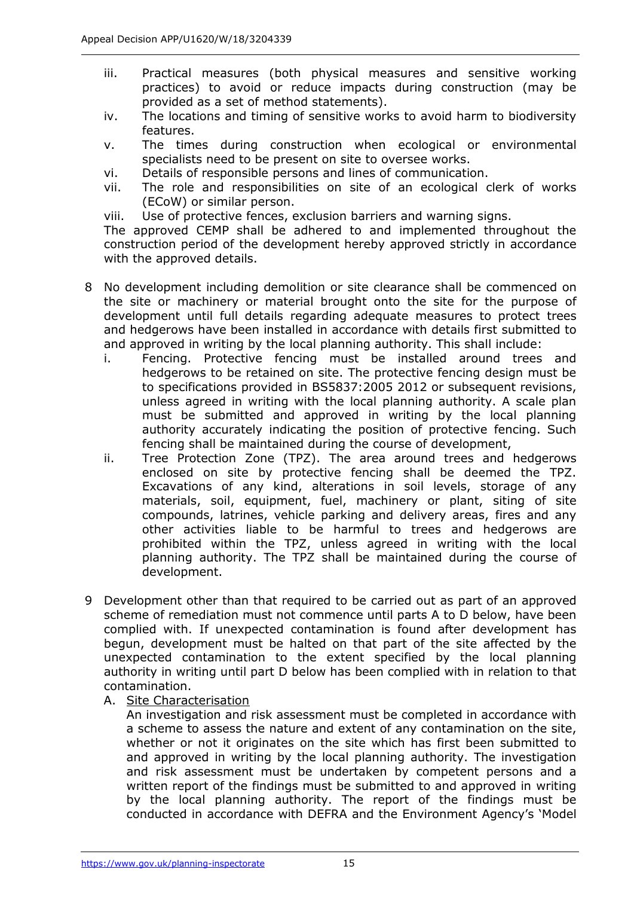iii. Practical measures (both physical measures and sensitive working practices) to avoid or reduce impacts during construction (may be provided as a set of method statements).

iv. The locations and timing of sensitive works to avoid harm to biodiversity features.

v. The times during construction when ecological or environmental specialists need to be present on site to oversee works.

vi. Details of responsible persons and lines of communication.

vii. The role and responsibilities on site of an ecological clerk of works (ECoW) or similar person.

viii. Use of protective fences, exclusion barriers and warning signs.

The approved CEMP shall be adhered to and implemented throughout the construction period of the development hereby approved strictly in accordance with the approved details.

8 No development including demolition or site clearance shall be commenced on the site or machinery or material brought onto the site for the purpose of development until full details regarding adequate measures to protect trees and hedgerows have been installed in accordance with details first submitted to and approved in writing by the local planning authority. This shall include:

   i. Fencing. Protective fencing must be installed around trees and hedgerows to be retained on site. The protective fencing design must be to specifications provided in BS5837:2005 2012 or subsequent revisions, unless agreed in writing with the local planning authority. A scale plan must be submitted and approved in writing by the local planning authority accurately indicating the position of protective fencing. Such fencing shall be maintained during the course of development,

   ii. Tree Protection Zone (TPZ). The area around trees and hedgerows enclosed on site by protective fencing shall be deemed the TPZ. Excavations of any kind, alterations in soil levels, storage of any materials, soil, equipment, fuel, machinery or plant, siting of site compounds, latrines, vehicle parking and delivery areas, fires and any other activities liable to be harmful to trees and hedgerows are prohibited within the TPZ, unless agreed in writing with the local planning authority. The TPZ shall be maintained during the course of development.

9 Development other than that required to be carried out as part of an approved scheme of remediation must not commence until parts A to D below, have been complied with. If unexpected contamination is found after development has begun, development must be halted on that part of the site affected by the unexpected contamination to the extent specified by the local planning authority in writing until part D below has been complied with in relation to that contamination.

   A. <u>Site Characterisation</u>

   An investigation and risk assessment must be completed in accordance with a scheme to assess the nature and extent of any contamination on the site, whether or not it originates on the site which has first been submitted to and approved in writing by the local planning authority. The investigation and risk assessment must be undertaken by competent persons and a written report of the findings must be submitted to and approved in writing by the local planning authority. The report of the findings must be conducted in accordance with DEFRA and the Environment Agency's 'Model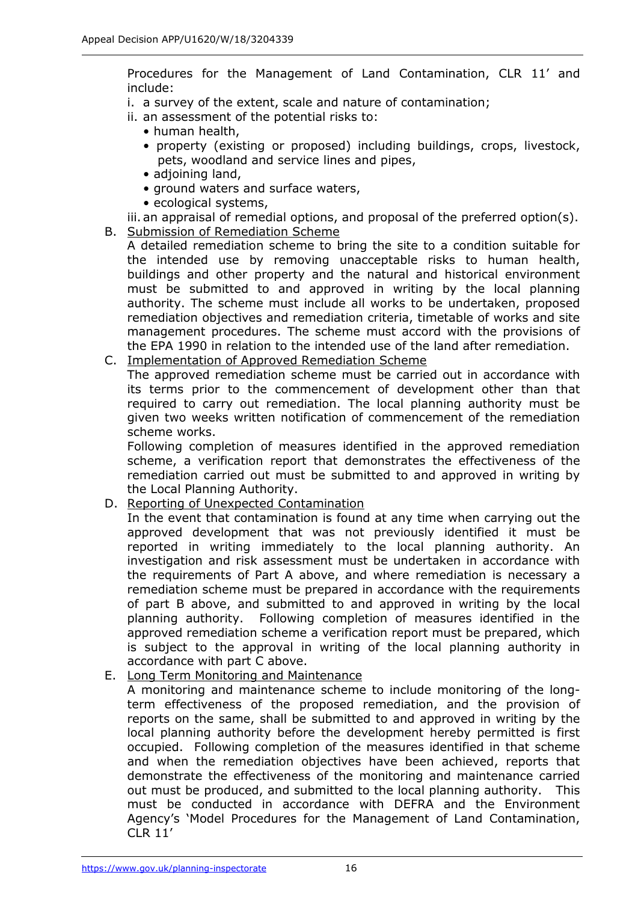Procedures for the Management of Land Contamination, CLR 11' and include:

i. a survey of the extent, scale and nature of contamination;
ii. an assessment of the potential risks to:
    - human health,
    - property (existing or proposed) including buildings, crops, livestock, pets, woodland and service lines and pipes,
    - adjoining land,
    - ground waters and surface waters,
    - ecological systems,

iii. an appraisal of remedial options, and proposal of the preferred option(s).

B. Submission of Remediation Scheme

A detailed remediation scheme to bring the site to a condition suitable for the intended use by removing unacceptable risks to human health, buildings and other property and the natural and historical environment must be submitted to and approved in writing by the local planning authority. The scheme must include all works to be undertaken, proposed remediation objectives and remediation criteria, timetable of works and site management procedures. The scheme must accord with the provisions of the EPA 1990 in relation to the intended use of the land after remediation.

C. Implementation of Approved Remediation Scheme

The approved remediation scheme must be carried out in accordance with its terms prior to the commencement of development other than that required to carry out remediation. The local planning authority must be given two weeks written notification of commencement of the remediation scheme works.

Following completion of measures identified in the approved remediation scheme, a verification report that demonstrates the effectiveness of the remediation carried out must be submitted to and approved in writing by the Local Planning Authority.

D. Reporting of Unexpected Contamination

In the event that contamination is found at any time when carrying out the approved development that was not previously identified it must be reported in writing immediately to the local planning authority. An investigation and risk assessment must be undertaken in accordance with the requirements of Part A above, and where remediation is necessary a remediation scheme must be prepared in accordance with the requirements of part B above, and submitted to and approved in writing by the local planning authority. Following completion of measures identified in the approved remediation scheme a verification report must be prepared, which is subject to the approval in writing of the local planning authority in accordance with part C above.

E. Long Term Monitoring and Maintenance

A monitoring and maintenance scheme to include monitoring of the long-term effectiveness of the proposed remediation, and the provision of reports on the same, shall be submitted to and approved in writing by the local planning authority before the development hereby permitted is first occupied. Following completion of the measures identified in that scheme and when the remediation objectives have been achieved, reports that demonstrate the effectiveness of the monitoring and maintenance carried out must be produced, and submitted to the local planning authority. This must be conducted in accordance with DEFRA and the Environment Agency's 'Model Procedures for the Management of Land Contamination, CLR 11'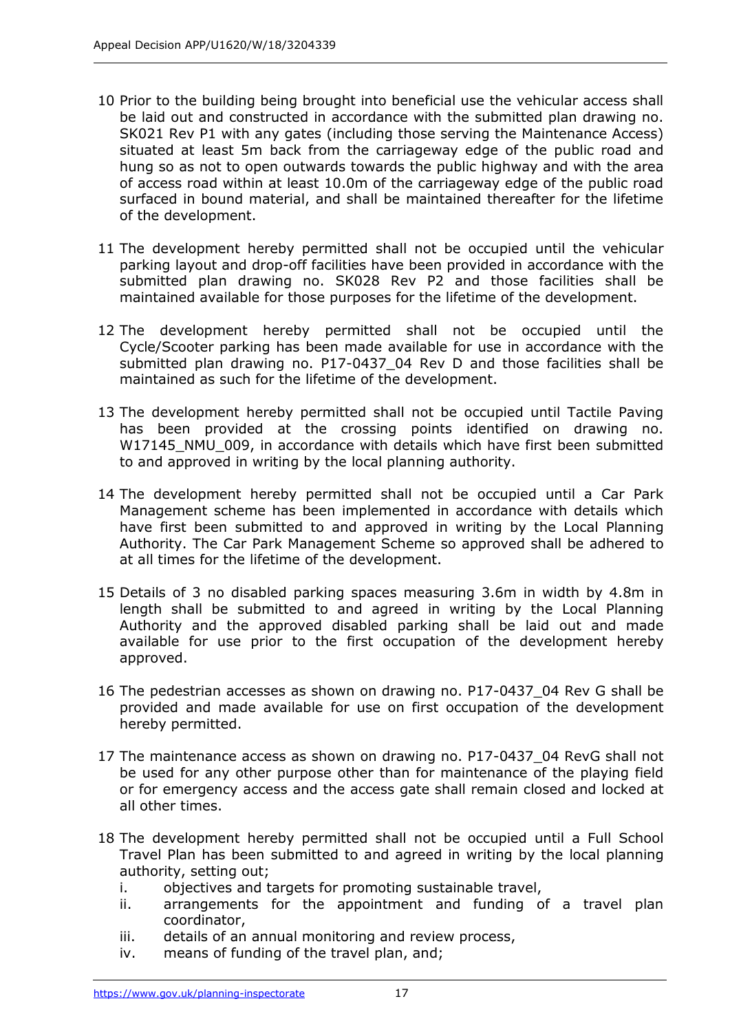10 Prior to the building being brought into beneficial use the vehicular access shall be laid out and constructed in accordance with the submitted plan drawing no. SK021 Rev P1 with any gates (including those serving the Maintenance Access) situated at least 5m back from the carriageway edge of the public road and hung so as not to open outwards towards the public highway and with the area of access road within at least 10.0m of the carriageway edge of the public road surfaced in bound material, and shall be maintained thereafter for the lifetime of the development.

11 The development hereby permitted shall not be occupied until the vehicular parking layout and drop-off facilities have been provided in accordance with the submitted plan drawing no. SK028 Rev P2 and those facilities shall be maintained available for those purposes for the lifetime of the development.

12 The development hereby permitted shall not be occupied until the Cycle/Scooter parking has been made available for use in accordance with the submitted plan drawing no. P17-0437_04 Rev D and those facilities shall be maintained as such for the lifetime of the development.

13 The development hereby permitted shall not be occupied until Tactile Paving has been provided at the crossing points identified on drawing no. W17145_NMU_009, in accordance with details which have first been submitted to and approved in writing by the local planning authority.

14 The development hereby permitted shall not be occupied until a Car Park Management scheme has been implemented in accordance with details which have first been submitted to and approved in writing by the Local Planning Authority. The Car Park Management Scheme so approved shall be adhered to at all times for the lifetime of the development.

15 Details of 3 no disabled parking spaces measuring 3.6m in width by 4.8m in length shall be submitted to and agreed in writing by the Local Planning Authority and the approved disabled parking shall be laid out and made available for use prior to the first occupation of the development hereby approved.

16 The pedestrian accesses as shown on drawing no. P17-0437_04 Rev G shall be provided and made available for use on first occupation of the development hereby permitted.

17 The maintenance access as shown on drawing no. P17-0437_04 RevG shall not be used for any other purpose other than for maintenance of the playing field or for emergency access and the access gate shall remain closed and locked at all other times.

18 The development hereby permitted shall not be occupied until a Full School Travel Plan has been submitted to and agreed in writing by the local planning authority, setting out;

   i. objectives and targets for promoting sustainable travel,
   ii. arrangements for the appointment and funding of a travel plan coordinator,
   iii. details of an annual monitoring and review process,
   iv. means of funding of the travel plan, and;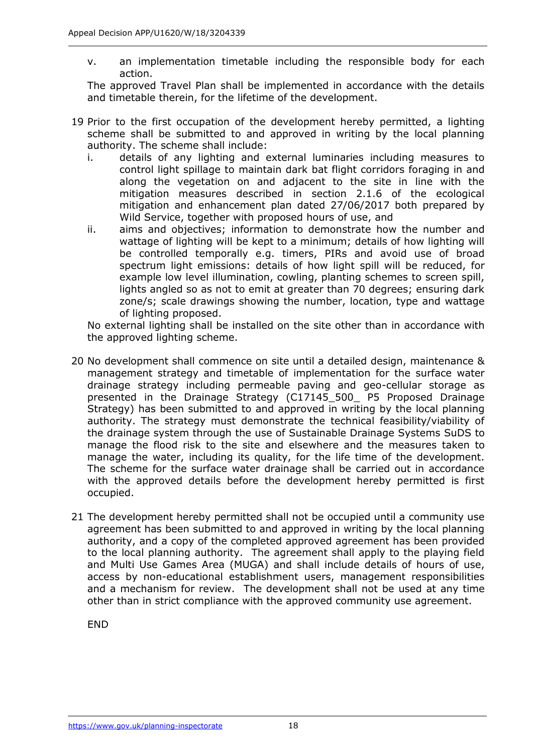v. an implementation timetable including the responsible body for each action.

The approved Travel Plan shall be implemented in accordance with the details and timetable therein, for the lifetime of the development.

19 Prior to the first occupation of the development hereby permitted, a lighting scheme shall be submitted to and approved in writing by the local planning authority. The scheme shall include:

i. details of any lighting and external luminaries including measures to control light spillage to maintain dark bat flight corridors foraging in and along the vegetation on and adjacent to the site in line with the mitigation measures described in section 2.1.6 of the ecological mitigation and enhancement plan dated 27/06/2017 both prepared by Wild Service, together with proposed hours of use, and

ii. aims and objectives; information to demonstrate how the number and wattage of lighting will be kept to a minimum; details of how lighting will be controlled temporally e.g. timers, PIRs and avoid use of broad spectrum light emissions: details of how light spill will be reduced, for example low level illumination, cowling, planting schemes to screen spill, lights angled so as not to emit at greater than 70 degrees; ensuring dark zone/s; scale drawings showing the number, location, type and wattage of lighting proposed.

No external lighting shall be installed on the site other than in accordance with the approved lighting scheme.

20 No development shall commence on site until a detailed design, maintenance & management strategy and timetable of implementation for the surface water drainage strategy including permeable paving and geo-cellular storage as presented in the Drainage Strategy (C17145_500_ P5 Proposed Drainage Strategy) has been submitted to and approved in writing by the local planning authority. The strategy must demonstrate the technical feasibility/viability of the drainage system through the use of Sustainable Drainage Systems SuDS to manage the flood risk to the site and elsewhere and the measures taken to manage the water, including its quality, for the life time of the development. The scheme for the surface water drainage shall be carried out in accordance with the approved details before the development hereby permitted is first occupied.

21 The development hereby permitted shall not be occupied until a community use agreement has been submitted to and approved in writing by the local planning authority, and a copy of the completed approved agreement has been provided to the local planning authority. The agreement shall apply to the playing field and Multi Use Games Area (MUGA) and shall include details of hours of use, access by non-educational establishment users, management responsibilities and a mechanism for review. The development shall not be used at any time other than in strict compliance with the approved community use agreement.

END